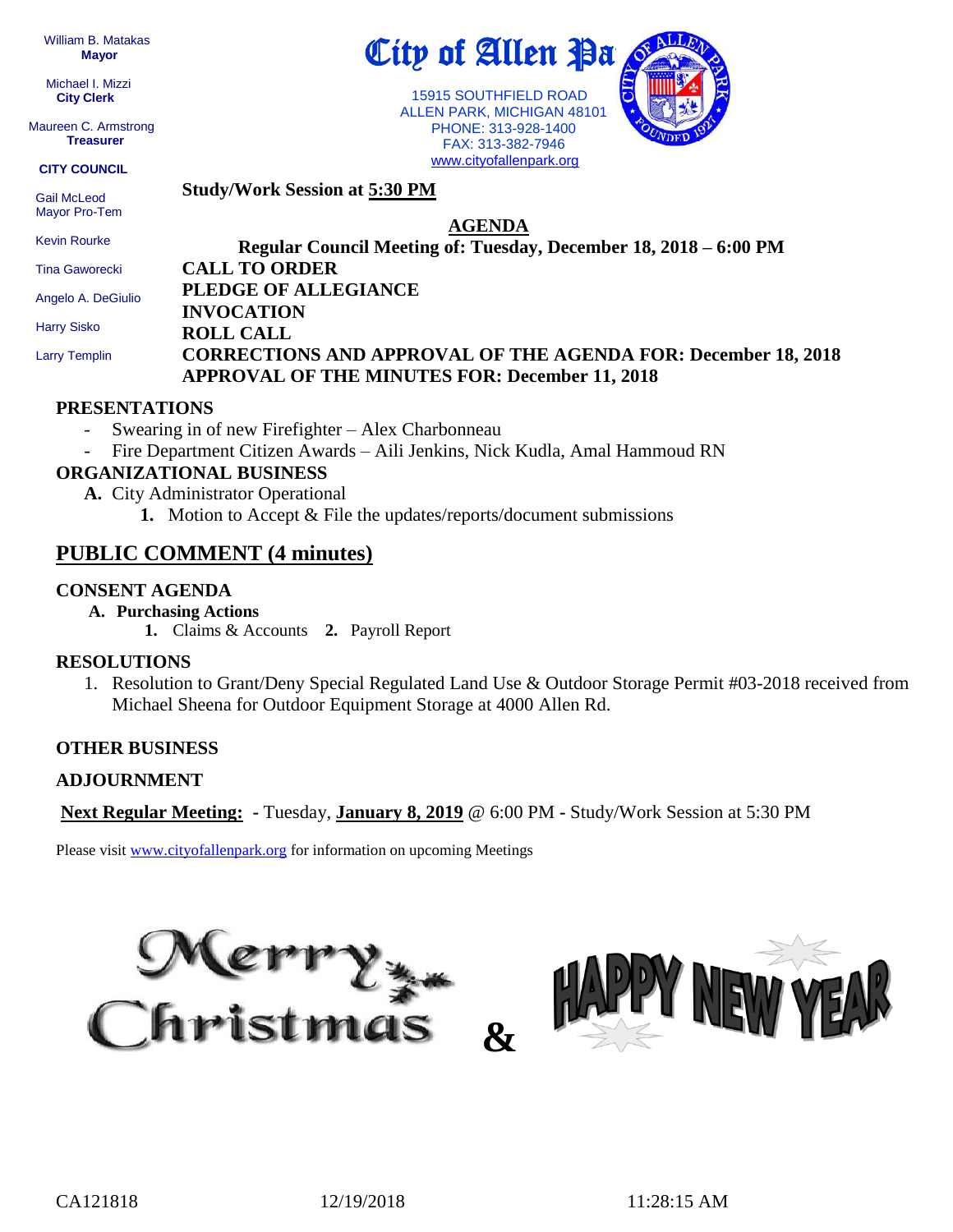William B. Matakas
**Mayor**

Michael I. Mizzi
**City Clerk**

Maureen C. Armstrong
**Treasurer**

**CITY COUNCIL**

Gail McLeod
Mayor Pro-Tem

Kevin Rourke

Tina Gaworecki

Angelo A. DeGiulio

Harry Sisko

Larry Templin

# City of Allen Pa

15915 SOUTHFIELD ROAD
ALLEN PARK, MICHIGAN 48101
PHONE: 313-928-1400
FAX: 313-382-7946
www.cityofallenpark.org

**Study/Work Session at 5:30 PM**

## AGENDA

**Regular Council Meeting of: Tuesday, December 18, 2018 – 6:00 PM**

**CALL TO ORDER**

**PLEDGE OF ALLEGIANCE**

**INVOCATION**

**ROLL CALL**

**CORRECTIONS AND APPROVAL OF THE AGENDA FOR: December 18, 2018**

**APPROVAL OF THE MINUTES FOR: December 11, 2018**

### PRESENTATIONS

- Swearing in of new Firefighter – Alex Charbonneau
- Fire Department Citizen Awards – Aili Jenkins, Nick Kudla, Amal Hammoud RN

### ORGANIZATIONAL BUSINESS

**A.** City Administrator Operational

**1.** Motion to Accept & File the updates/reports/document submissions

## PUBLIC COMMENT (4 minutes)

### CONSENT AGENDA

**A. Purchasing Actions**

**1.** Claims & Accounts **2.** Payroll Report

### RESOLUTIONS

1. Resolution to Grant/Deny Special Regulated Land Use & Outdoor Storage Permit #03-2018 received from Michael Sheena for Outdoor Equipment Storage at 4000 Allen Rd.

### OTHER BUSINESS

### ADJOURNMENT

**Next Regular Meeting:** - Tuesday, **January 8, 2019** @ 6:00 PM - Study/Work Session at 5:30 PM

Please visit www.cityofallenpark.org for information on upcoming Meetings

Merry Christmas & HAPPY NEW YEAR

CA121818 12/19/2018 11:28:15 AM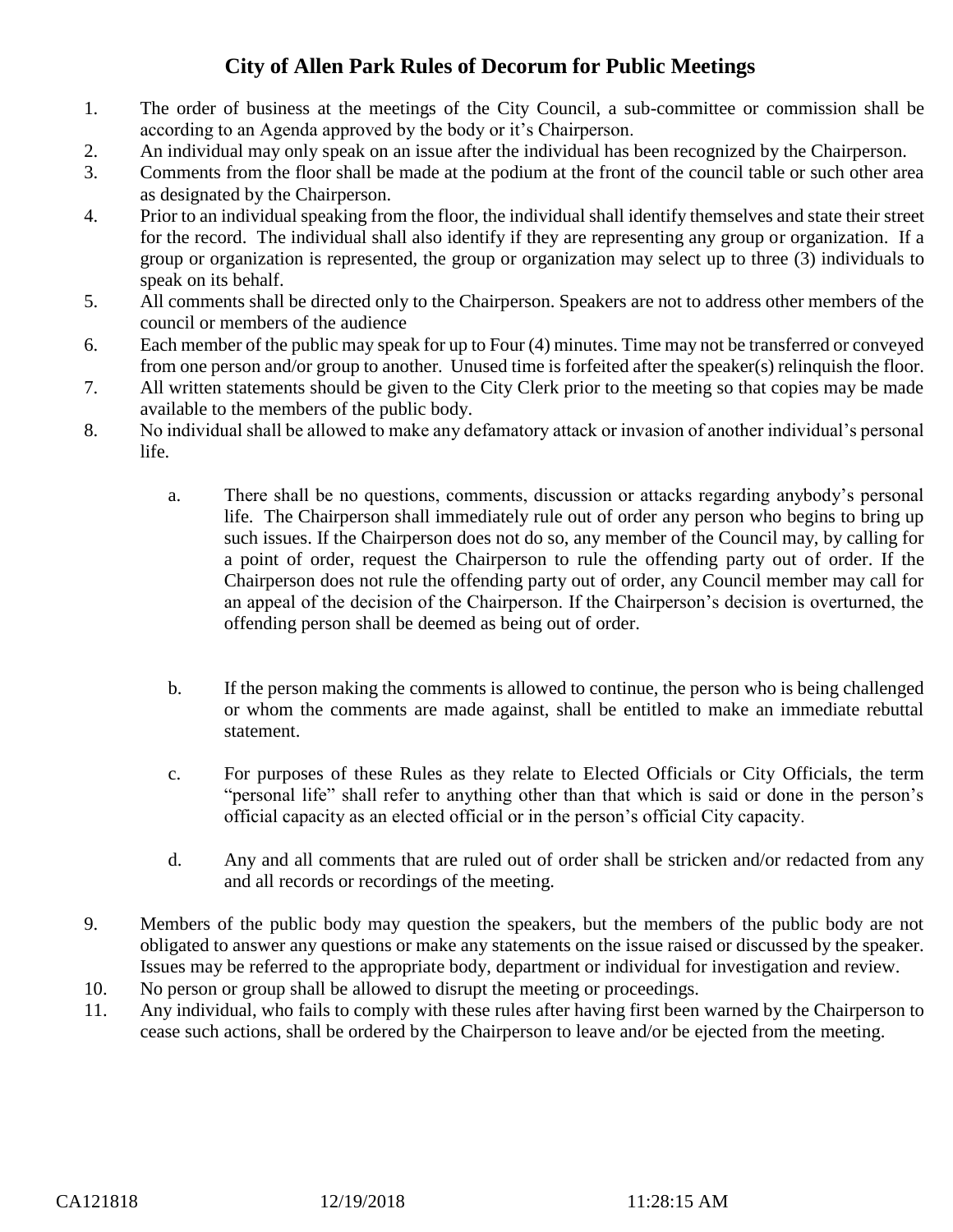# City of Allen Park Rules of Decorum for Public Meetings

1. The order of business at the meetings of the City Council, a sub-committee or commission shall be according to an Agenda approved by the body or it's Chairperson.
2. An individual may only speak on an issue after the individual has been recognized by the Chairperson.
3. Comments from the floor shall be made at the podium at the front of the council table or such other area as designated by the Chairperson.
4. Prior to an individual speaking from the floor, the individual shall identify themselves and state their street for the record. The individual shall also identify if they are representing any group or organization. If a group or organization is represented, the group or organization may select up to three (3) individuals to speak on its behalf.
5. All comments shall be directed only to the Chairperson. Speakers are not to address other members of the council or members of the audience
6. Each member of the public may speak for up to Four (4) minutes. Time may not be transferred or conveyed from one person and/or group to another. Unused time is forfeited after the speaker(s) relinquish the floor.
7. All written statements should be given to the City Clerk prior to the meeting so that copies may be made available to the members of the public body.
8. No individual shall be allowed to make any defamatory attack or invasion of another individual's personal life.

    a. There shall be no questions, comments, discussion or attacks regarding anybody's personal life. The Chairperson shall immediately rule out of order any person who begins to bring up such issues. If the Chairperson does not do so, any member of the Council may, by calling for a point of order, request the Chairperson to rule the offending party out of order. If the Chairperson does not rule the offending party out of order, any Council member may call for an appeal of the decision of the Chairperson. If the Chairperson's decision is overturned, the offending person shall be deemed as being out of order.

    b. If the person making the comments is allowed to continue, the person who is being challenged or whom the comments are made against, shall be entitled to make an immediate rebuttal statement.

    c. For purposes of these Rules as they relate to Elected Officials or City Officials, the term "personal life" shall refer to anything other than that which is said or done in the person's official capacity as an elected official or in the person's official City capacity.

    d. Any and all comments that are ruled out of order shall be stricken and/or redacted from any and all records or recordings of the meeting.

9. Members of the public body may question the speakers, but the members of the public body are not obligated to answer any questions or make any statements on the issue raised or discussed by the speaker. Issues may be referred to the appropriate body, department or individual for investigation and review.
10. No person or group shall be allowed to disrupt the meeting or proceedings.
11. Any individual, who fails to comply with these rules after having first been warned by the Chairperson to cease such actions, shall be ordered by the Chairperson to leave and/or be ejected from the meeting.